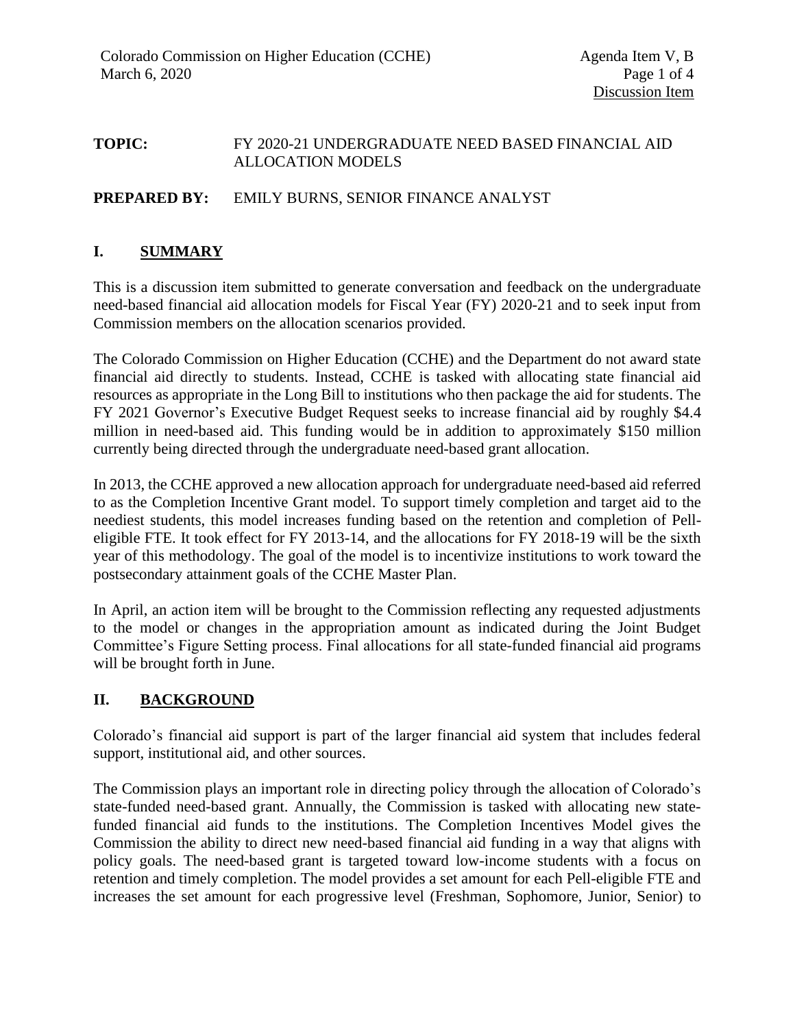Colorado Commission on Higher Education (CCHE)
March 6, 2020

Agenda Item V, B

Discussion Item

**TOPIC:** FY 2020-21 UNDERGRADUATE NEED BASED FINANCIAL AID ALLOCATION MODELS

**PREPARED BY:** EMILY BURNS, SENIOR FINANCE ANALYST

## I. SUMMARY

This is a discussion item submitted to generate conversation and feedback on the undergraduate need-based financial aid allocation models for Fiscal Year (FY) 2020-21 and to seek input from Commission members on the allocation scenarios provided.

The Colorado Commission on Higher Education (CCHE) and the Department do not award state financial aid directly to students. Instead, CCHE is tasked with allocating state financial aid resources as appropriate in the Long Bill to institutions who then package the aid for students. The FY 2021 Governor's Executive Budget Request seeks to increase financial aid by roughly $4.4 million in need-based aid. This funding would be in addition to approximately $150 million currently being directed through the undergraduate need-based grant allocation.

In 2013, the CCHE approved a new allocation approach for undergraduate need-based aid referred to as the Completion Incentive Grant model. To support timely completion and target aid to the neediest students, this model increases funding based on the retention and completion of Pell-eligible FTE. It took effect for FY 2013-14, and the allocations for FY 2018-19 will be the sixth year of this methodology. The goal of the model is to incentivize institutions to work toward the postsecondary attainment goals of the CCHE Master Plan.

In April, an action item will be brought to the Commission reflecting any requested adjustments to the model or changes in the appropriation amount as indicated during the Joint Budget Committee's Figure Setting process. Final allocations for all state-funded financial aid programs will be brought forth in June.

## II. BACKGROUND

Colorado's financial aid support is part of the larger financial aid system that includes federal support, institutional aid, and other sources.

The Commission plays an important role in directing policy through the allocation of Colorado's state-funded need-based grant. Annually, the Commission is tasked with allocating new state-funded financial aid funds to the institutions. The Completion Incentives Model gives the Commission the ability to direct new need-based financial aid funding in a way that aligns with policy goals. The need-based grant is targeted toward low-income students with a focus on retention and timely completion. The model provides a set amount for each Pell-eligible FTE and increases the set amount for each progressive level (Freshman, Sophomore, Junior, Senior) to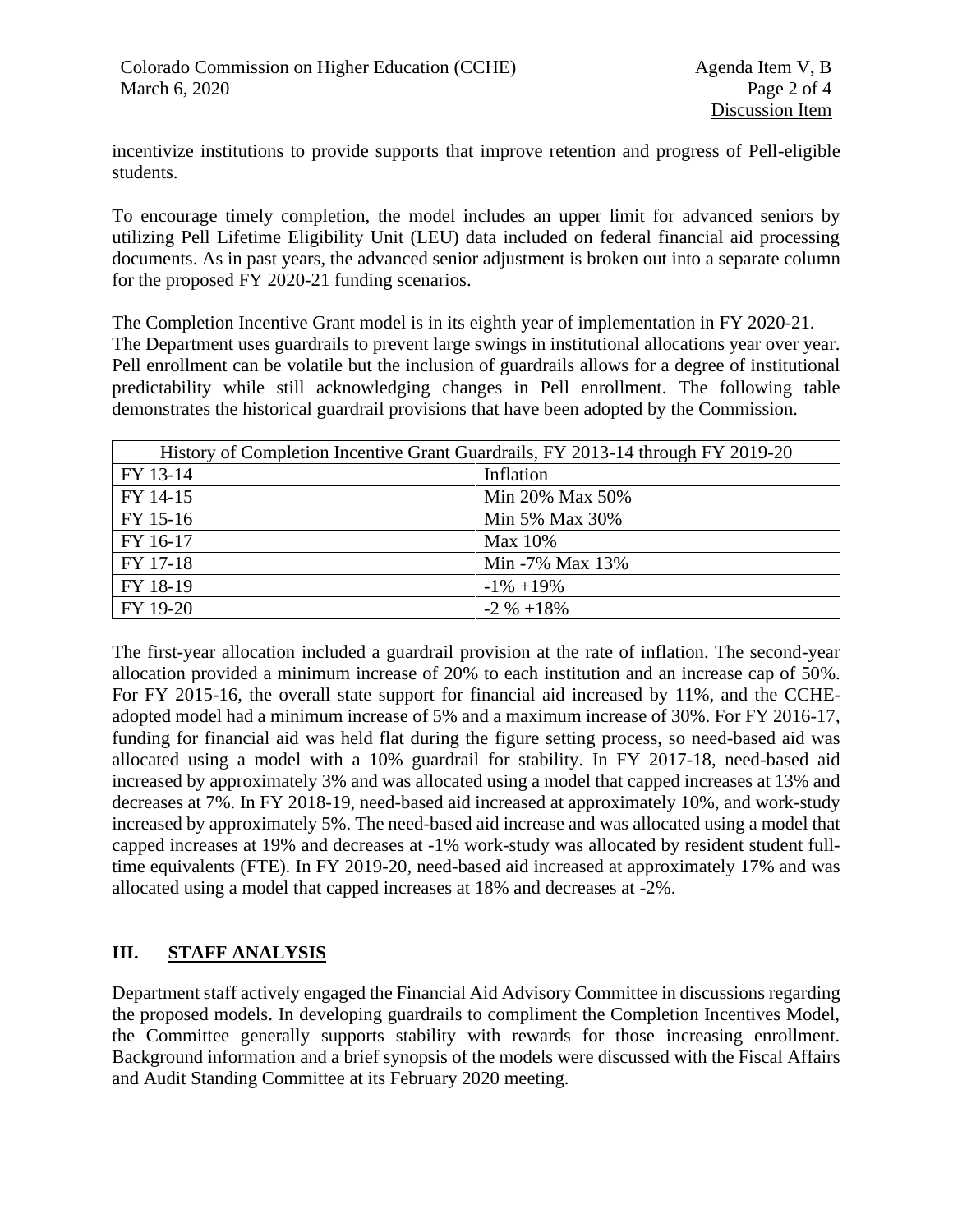incentivize institutions to provide supports that improve retention and progress of Pell-eligible students.

To encourage timely completion, the model includes an upper limit for advanced seniors by utilizing Pell Lifetime Eligibility Unit (LEU) data included on federal financial aid processing documents. As in past years, the advanced senior adjustment is broken out into a separate column for the proposed FY 2020-21 funding scenarios.

The Completion Incentive Grant model is in its eighth year of implementation in FY 2020-21. The Department uses guardrails to prevent large swings in institutional allocations year over year. Pell enrollment can be volatile but the inclusion of guardrails allows for a degree of institutional predictability while still acknowledging changes in Pell enrollment. The following table demonstrates the historical guardrail provisions that have been adopted by the Commission.

| History of Completion Incentive Grant Guardrails, FY 2013-14 through FY 2019-20 | |
|---|---|
| FY 13-14 | Inflation |
| FY 14-15 | Min 20% Max 50% |
| FY 15-16 | Min 5% Max 30% |
| FY 16-17 | Max 10% |
| FY 17-18 | Min -7% Max 13% |
| FY 18-19 | -1% +19% |
| FY 19-20 | -2 % +18% |

The first-year allocation included a guardrail provision at the rate of inflation. The second-year allocation provided a minimum increase of 20% to each institution and an increase cap of 50%. For FY 2015-16, the overall state support for financial aid increased by 11%, and the CCHE-adopted model had a minimum increase of 5% and a maximum increase of 30%. For FY 2016-17, funding for financial aid was held flat during the figure setting process, so need-based aid was allocated using a model with a 10% guardrail for stability. In FY 2017-18, need-based aid increased by approximately 3% and was allocated using a model that capped increases at 13% and decreases at 7%. In FY 2018-19, need-based aid increased at approximately 10%, and work-study increased by approximately 5%. The need-based aid increase and was allocated using a model that capped increases at 19% and decreases at -1% work-study was allocated by resident student full-time equivalents (FTE). In FY 2019-20, need-based aid increased at approximately 17% and was allocated using a model that capped increases at 18% and decreases at -2%.

## III. STAFF ANALYSIS

Department staff actively engaged the Financial Aid Advisory Committee in discussions regarding the proposed models. In developing guardrails to compliment the Completion Incentives Model, the Committee generally supports stability with rewards for those increasing enrollment. Background information and a brief synopsis of the models were discussed with the Fiscal Affairs and Audit Standing Committee at its February 2020 meeting.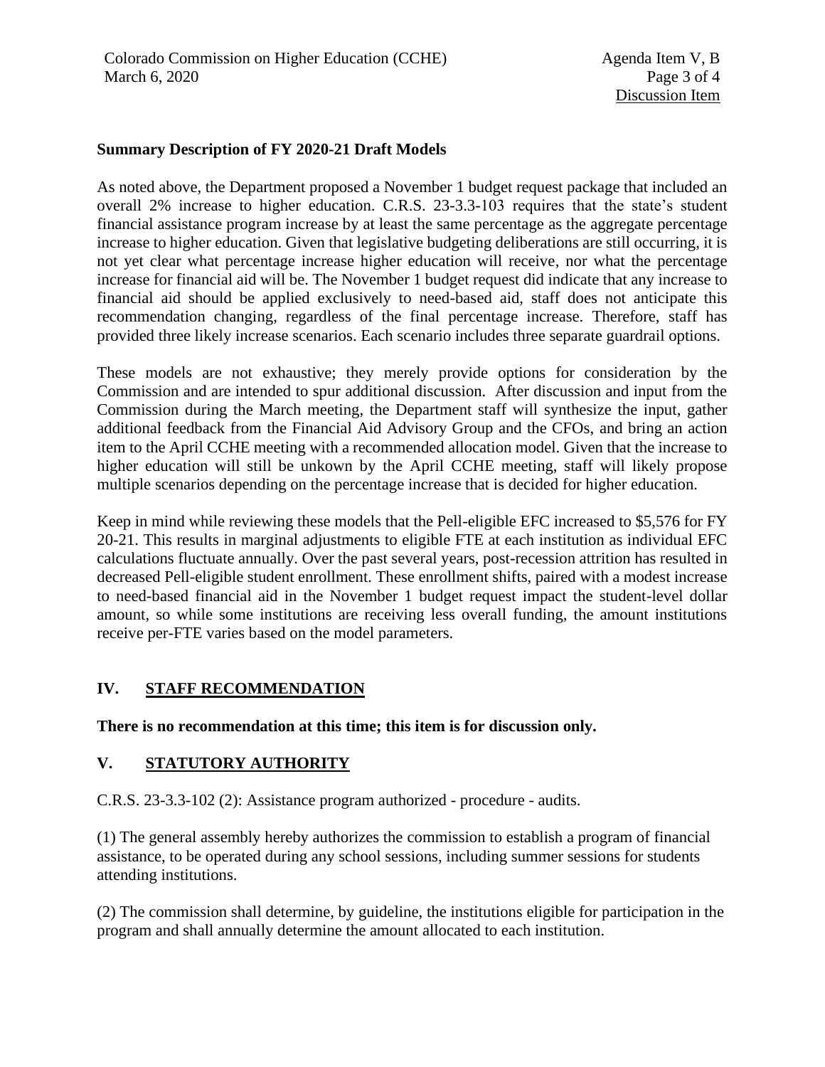**Summary Description of FY 2020-21 Draft Models**

As noted above, the Department proposed a November 1 budget request package that included an overall 2% increase to higher education. C.R.S. 23-3.3-103 requires that the state's student financial assistance program increase by at least the same percentage as the aggregate percentage increase to higher education. Given that legislative budgeting deliberations are still occurring, it is not yet clear what percentage increase higher education will receive, nor what the percentage increase for financial aid will be. The November 1 budget request did indicate that any increase to financial aid should be applied exclusively to need-based aid, staff does not anticipate this recommendation changing, regardless of the final percentage increase. Therefore, staff has provided three likely increase scenarios. Each scenario includes three separate guardrail options.

These models are not exhaustive; they merely provide options for consideration by the Commission and are intended to spur additional discussion. After discussion and input from the Commission during the March meeting, the Department staff will synthesize the input, gather additional feedback from the Financial Aid Advisory Group and the CFOs, and bring an action item to the April CCHE meeting with a recommended allocation model. Given that the increase to higher education will still be unkown by the April CCHE meeting, staff will likely propose multiple scenarios depending on the percentage increase that is decided for higher education.

Keep in mind while reviewing these models that the Pell-eligible EFC increased to $5,576 for FY 20-21. This results in marginal adjustments to eligible FTE at each institution as individual EFC calculations fluctuate annually. Over the past several years, post-recession attrition has resulted in decreased Pell-eligible student enrollment. These enrollment shifts, paired with a modest increase to need-based financial aid in the November 1 budget request impact the student-level dollar amount, so while some institutions are receiving less overall funding, the amount institutions receive per-FTE varies based on the model parameters.

## IV. STAFF RECOMMENDATION

**There is no recommendation at this time; this item is for discussion only.**

## V. STATUTORY AUTHORITY

C.R.S. 23-3.3-102 (2): Assistance program authorized - procedure - audits.

(1) The general assembly hereby authorizes the commission to establish a program of financial assistance, to be operated during any school sessions, including summer sessions for students attending institutions.

(2) The commission shall determine, by guideline, the institutions eligible for participation in the program and shall annually determine the amount allocated to each institution.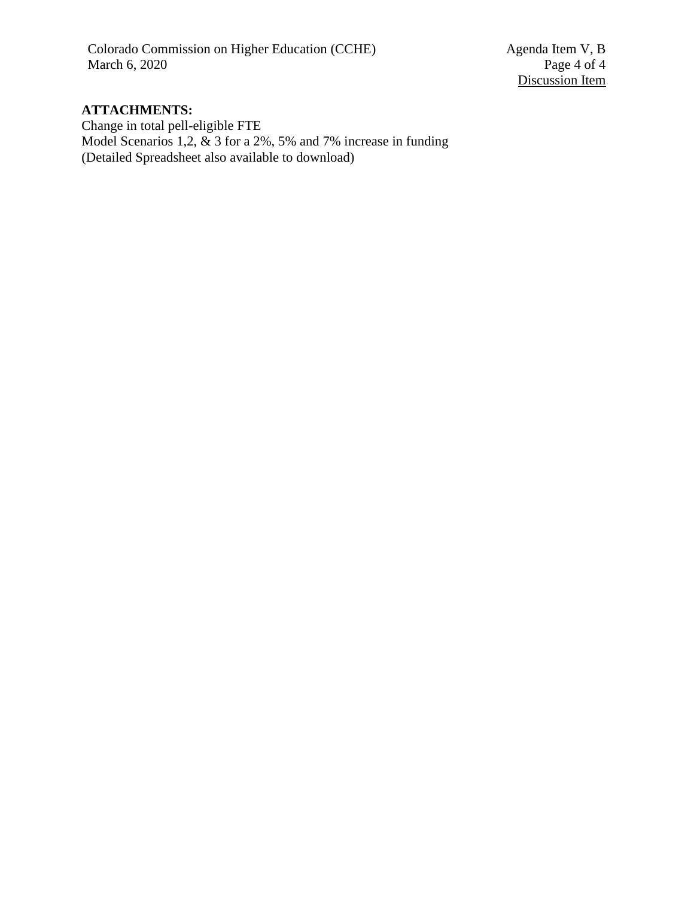**ATTACHMENTS:**

Change in total pell-eligible FTE
Model Scenarios 1,2, & 3 for a 2%, 5% and 7% increase in funding
(Detailed Spreadsheet also available to download)